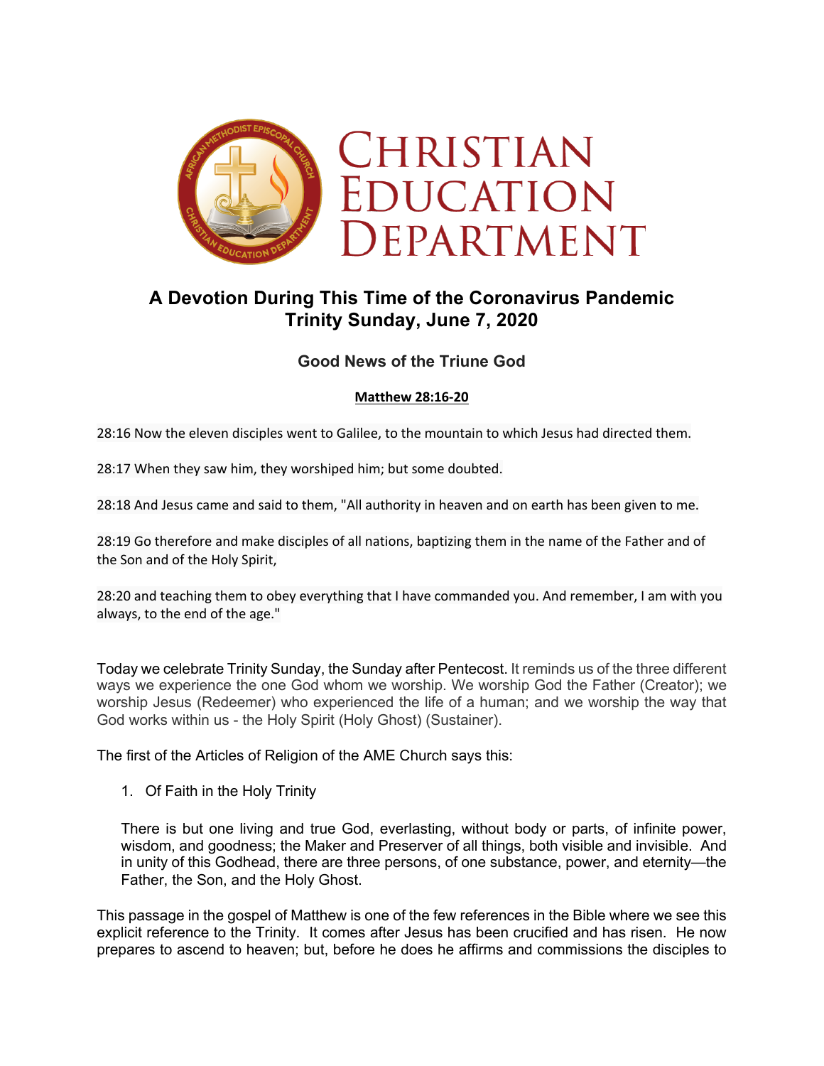# Christian Education Department

## A Devotion During This Time of the Coronavirus Pandemic
## Trinity Sunday, June 7, 2020

### Good News of the Triune God

**Matthew 28:16-20**

28:16 Now the eleven disciples went to Galilee, to the mountain to which Jesus had directed them.

28:17 When they saw him, they worshiped him; but some doubted.

28:18 And Jesus came and said to them, "All authority in heaven and on earth has been given to me.

28:19 Go therefore and make disciples of all nations, baptizing them in the name of the Father and of the Son and of the Holy Spirit,

28:20 and teaching them to obey everything that I have commanded you. And remember, I am with you always, to the end of the age."

Today we celebrate Trinity Sunday, the Sunday after Pentecost. It reminds us of the three different ways we experience the one God whom we worship. We worship God the Father (Creator); we worship Jesus (Redeemer) who experienced the life of a human; and we worship the way that God works within us - the Holy Spirit (Holy Ghost) (Sustainer).

The first of the Articles of Religion of the AME Church says this:

1. Of Faith in the Holy Trinity

There is but one living and true God, everlasting, without body or parts, of infinite power, wisdom, and goodness; the Maker and Preserver of all things, both visible and invisible. And in unity of this Godhead, there are three persons, of one substance, power, and eternity—the Father, the Son, and the Holy Ghost.

This passage in the gospel of Matthew is one of the few references in the Bible where we see this explicit reference to the Trinity. It comes after Jesus has been crucified and has risen. He now prepares to ascend to heaven; but, before he does he affirms and commissions the disciples to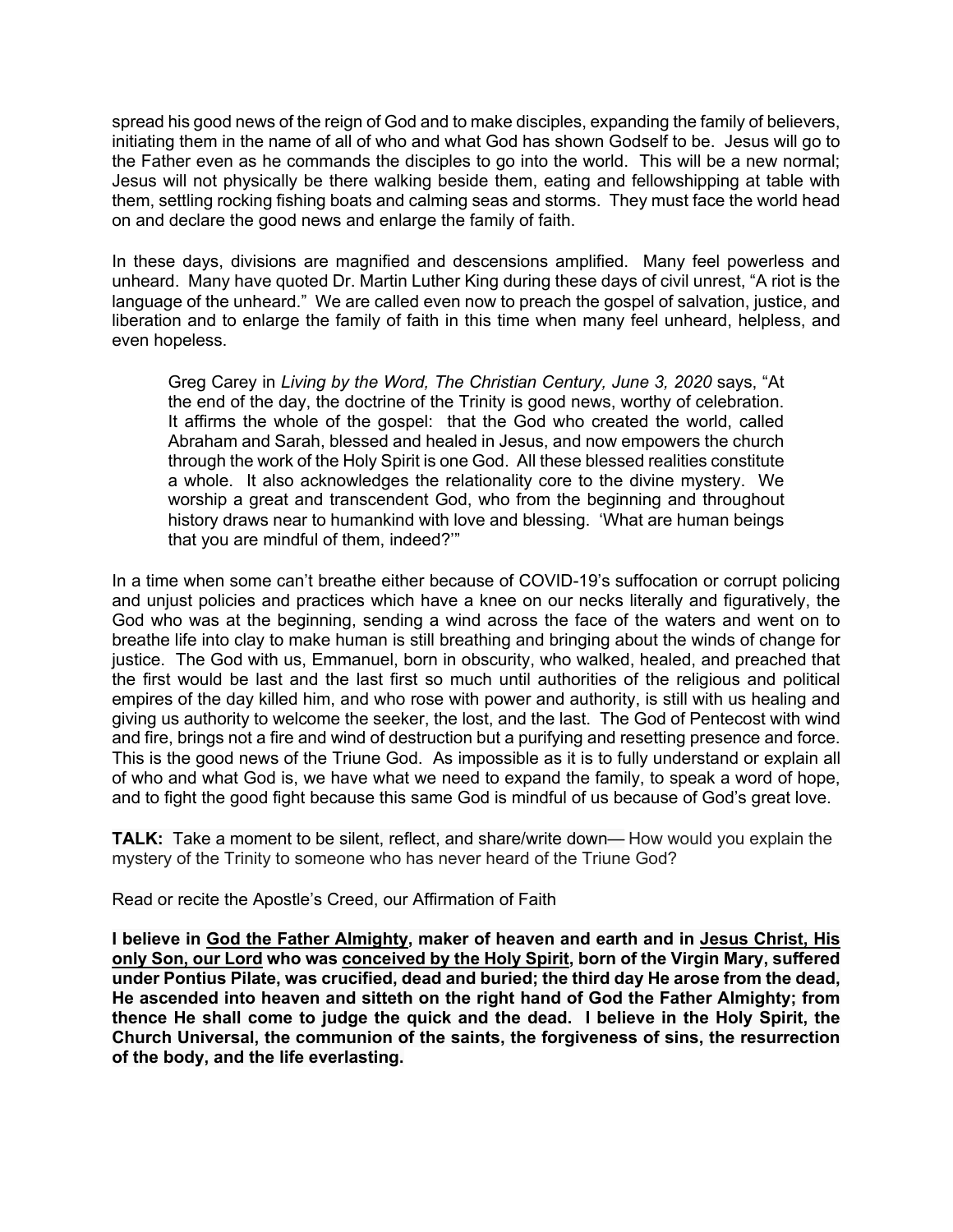spread his good news of the reign of God and to make disciples, expanding the family of believers, initiating them in the name of all of who and what God has shown Godself to be. Jesus will go to the Father even as he commands the disciples to go into the world. This will be a new normal; Jesus will not physically be there walking beside them, eating and fellowshipping at table with them, settling rocking fishing boats and calming seas and storms. They must face the world head on and declare the good news and enlarge the family of faith.

In these days, divisions are magnified and descensions amplified. Many feel powerless and unheard. Many have quoted Dr. Martin Luther King during these days of civil unrest, "A riot is the language of the unheard." We are called even now to preach the gospel of salvation, justice, and liberation and to enlarge the family of faith in this time when many feel unheard, helpless, and even hopeless.

> Greg Carey in *Living by the Word, The Christian Century, June 3, 2020* says, "At the end of the day, the doctrine of the Trinity is good news, worthy of celebration. It affirms the whole of the gospel: that the God who created the world, called Abraham and Sarah, blessed and healed in Jesus, and now empowers the church through the work of the Holy Spirit is one God. All these blessed realities constitute a whole. It also acknowledges the relationality core to the divine mystery. We worship a great and transcendent God, who from the beginning and throughout history draws near to humankind with love and blessing. 'What are human beings that you are mindful of them, indeed?'"

In a time when some can't breathe either because of COVID-19's suffocation or corrupt policing and unjust policies and practices which have a knee on our necks literally and figuratively, the God who was at the beginning, sending a wind across the face of the waters and went on to breathe life into clay to make human is still breathing and bringing about the winds of change for justice. The God with us, Emmanuel, born in obscurity, who walked, healed, and preached that the first would be last and the last first so much until authorities of the religious and political empires of the day killed him, and who rose with power and authority, is still with us healing and giving us authority to welcome the seeker, the lost, and the last. The God of Pentecost with wind and fire, brings not a fire and wind of destruction but a purifying and resetting presence and force. This is the good news of the Triune God. As impossible as it is to fully understand or explain all of who and what God is, we have what we need to expand the family, to speak a word of hope, and to fight the good fight because this same God is mindful of us because of God's great love.

**TALK:** Take a moment to be silent, reflect, and share/write down— How would you explain the mystery of the Trinity to someone who has never heard of the Triune God?

Read or recite the Apostle's Creed, our Affirmation of Faith

**I believe in <u>God the Father Almighty</u>, maker of heaven and earth and in <u>Jesus Christ, His only Son, our Lord</u> who was <u>conceived by the Holy Spirit</u>, born of the Virgin Mary, suffered under Pontius Pilate, was crucified, dead and buried; the third day He arose from the dead, He ascended into heaven and sitteth on the right hand of God the Father Almighty; from thence He shall come to judge the quick and the dead. I believe in the Holy Spirit, the Church Universal, the communion of the saints, the forgiveness of sins, the resurrection of the body, and the life everlasting.**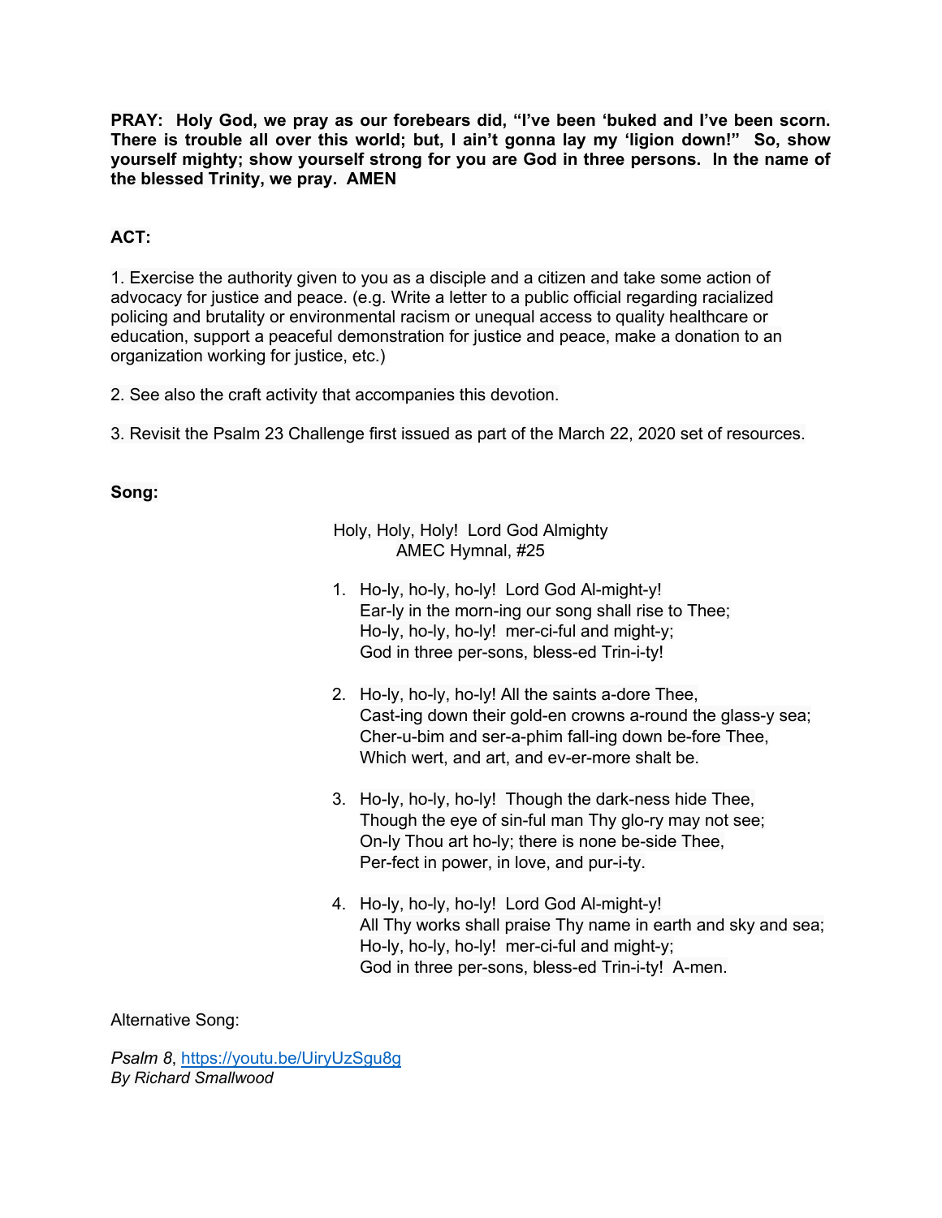**PRAY: Holy God, we pray as our forebears did, "I've been 'buked and I've been scorn. There is trouble all over this world; but, I ain't gonna lay my 'ligion down!" So, show yourself mighty; show yourself strong for you are God in three persons. In the name of the blessed Trinity, we pray. AMEN**

**ACT:**

1. Exercise the authority given to you as a disciple and a citizen and take some action of advocacy for justice and peace. (e.g. Write a letter to a public official regarding racialized policing and brutality or environmental racism or unequal access to quality healthcare or education, support a peaceful demonstration for justice and peace, make a donation to an organization working for justice, etc.)

2. See also the craft activity that accompanies this devotion.

3. Revisit the Psalm 23 Challenge first issued as part of the March 22, 2020 set of resources.

**Song:**

Holy, Holy, Holy! Lord God Almighty
AMEC Hymnal, #25

1. Ho-ly, ho-ly, ho-ly! Lord God Al-might-y!
   Ear-ly in the morn-ing our song shall rise to Thee;
   Ho-ly, ho-ly, ho-ly! mer-ci-ful and might-y;
   God in three per-sons, bless-ed Trin-i-ty!

2. Ho-ly, ho-ly, ho-ly! All the saints a-dore Thee,
   Cast-ing down their gold-en crowns a-round the glass-y sea;
   Cher-u-bim and ser-a-phim fall-ing down be-fore Thee,
   Which wert, and art, and ev-er-more shalt be.

3. Ho-ly, ho-ly, ho-ly! Though the dark-ness hide Thee,
   Though the eye of sin-ful man Thy glo-ry may not see;
   On-ly Thou art ho-ly; there is none be-side Thee,
   Per-fect in power, in love, and pur-i-ty.

4. Ho-ly, ho-ly, ho-ly! Lord God Al-might-y!
   All Thy works shall praise Thy name in earth and sky and sea;
   Ho-ly, ho-ly, ho-ly! mer-ci-ful and might-y;
   God in three per-sons, bless-ed Trin-i-ty! A-men.

Alternative Song:

*Psalm 8*, https://youtu.be/UiryUzSgu8g
*By Richard Smallwood*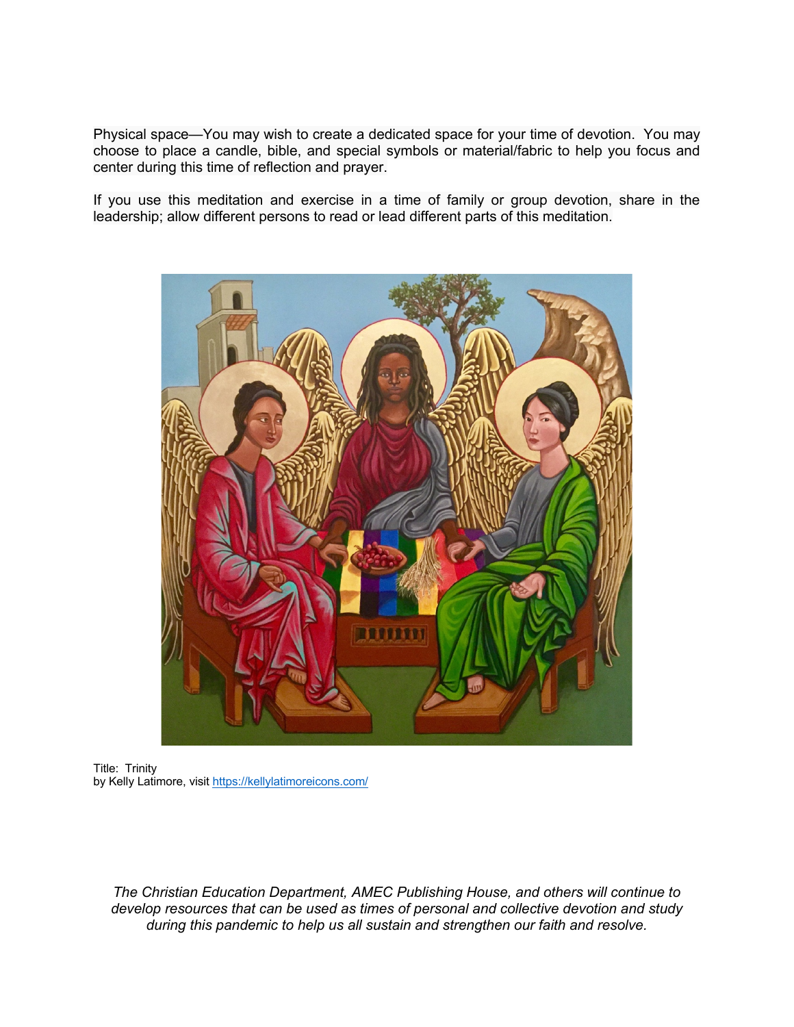Physical space—You may wish to create a dedicated space for your time of devotion. You may choose to place a candle, bible, and special symbols or material/fabric to help you focus and center during this time of reflection and prayer.

If you use this meditation and exercise in a time of family or group devotion, share in the leadership; allow different persons to read or lead different parts of this meditation.

Title: Trinity
by Kelly Latimore, visit https://kellylatimoreicons.com/

*The Christian Education Department, AMEC Publishing House, and others will continue to develop resources that can be used as times of personal and collective devotion and study during this pandemic to help us all sustain and strengthen our faith and resolve.*